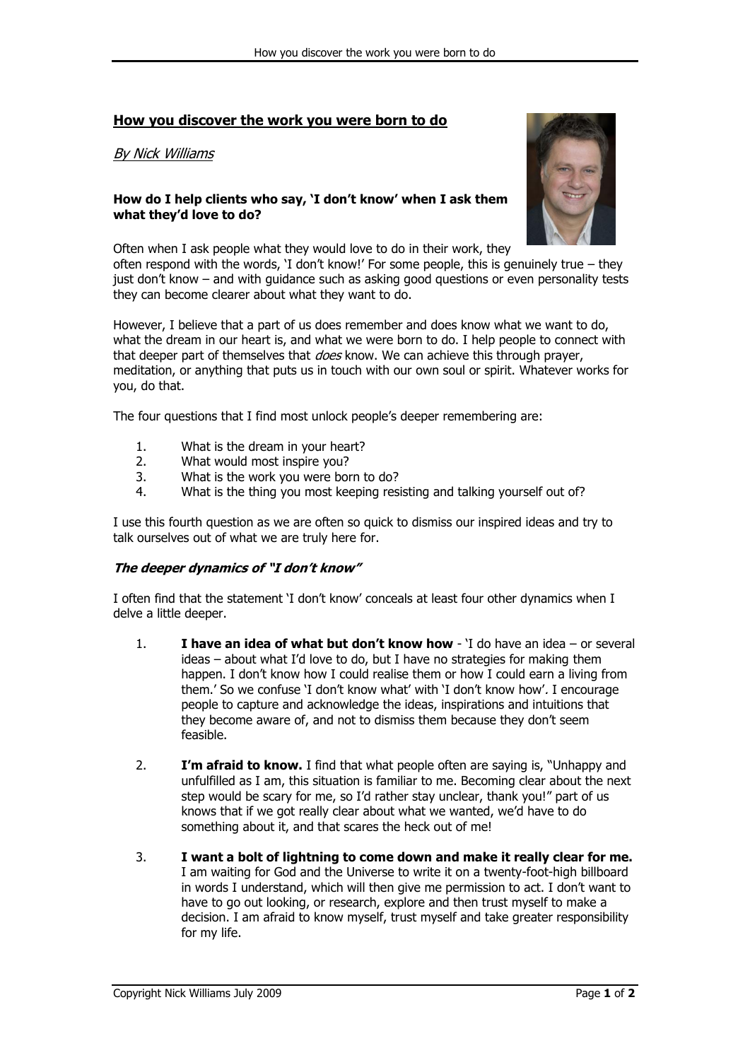## How you discover the work you were born to do

*By Nick Williams*

**How do I help clients who say, 'I don't know' when I ask them what they'd love to do?**

Often when I ask people what they would love to do in their work, they often respond with the words, 'I don't know!' For some people, this is genuinely true – they just don't know – and with guidance such as asking good questions or even personality tests they can become clearer about what they want to do.

However, I believe that a part of us does remember and does know what we want to do, what the dream in our heart is, and what we were born to do. I help people to connect with that deeper part of themselves that *does* know. We can achieve this through prayer, meditation, or anything that puts us in touch with our own soul or spirit. Whatever works for you, do that.

The four questions that I find most unlock people's deeper remembering are:

1. What is the dream in your heart?
2. What would most inspire you?
3. What is the work you were born to do?
4. What is the thing you most keeping resisting and talking yourself out of?

I use this fourth question as we are often so quick to dismiss our inspired ideas and try to talk ourselves out of what we are truly here for.

### *The deeper dynamics of "I don't know"*

I often find that the statement 'I don't know' conceals at least four other dynamics when I delve a little deeper.

1. **I have an idea of what but don't know how** - 'I do have an idea – or several ideas – about what I'd love to do, but I have no strategies for making them happen. I don't know how I could realise them or how I could earn a living from them.' So we confuse 'I don't know what' with 'I don't know how'. I encourage people to capture and acknowledge the ideas, inspirations and intuitions that they become aware of, and not to dismiss them because they don't seem feasible.

2. **I'm afraid to know.** I find that what people often are saying is, "Unhappy and unfulfilled as I am, this situation is familiar to me. Becoming clear about the next step would be scary for me, so I'd rather stay unclear, thank you!" part of us knows that if we got really clear about what we wanted, we'd have to do something about it, and that scares the heck out of me!

3. **I want a bolt of lightning to come down and make it really clear for me.** I am waiting for God and the Universe to write it on a twenty-foot-high billboard in words I understand, which will then give me permission to act. I don't want to have to go out looking, or research, explore and then trust myself to make a decision. I am afraid to know myself, trust myself and take greater responsibility for my life.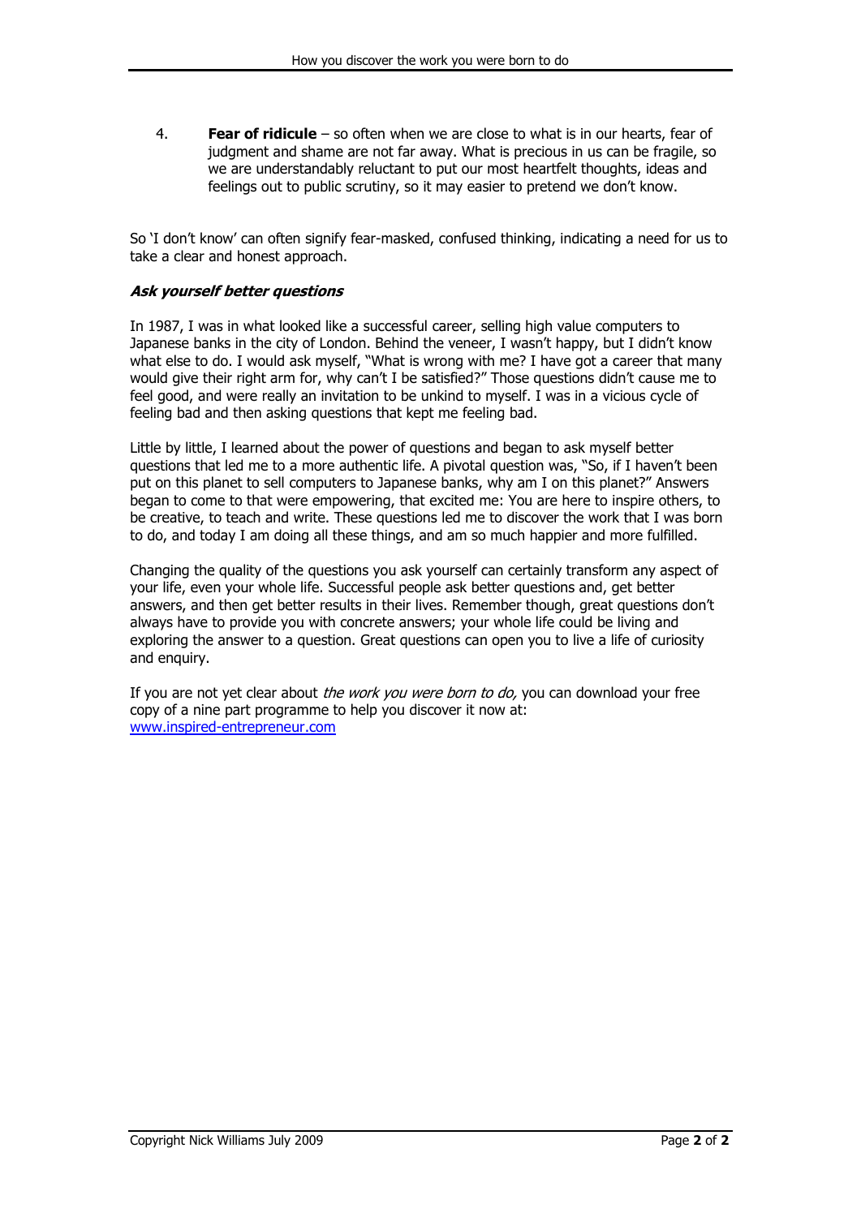4. **Fear of ridicule** – so often when we are close to what is in our hearts, fear of judgment and shame are not far away. What is precious in us can be fragile, so we are understandably reluctant to put our most heartfelt thoughts, ideas and feelings out to public scrutiny, so it may easier to pretend we don't know.

So 'I don't know' can often signify fear-masked, confused thinking, indicating a need for us to take a clear and honest approach.

### *Ask yourself better questions*

In 1987, I was in what looked like a successful career, selling high value computers to Japanese banks in the city of London. Behind the veneer, I wasn't happy, but I didn't know what else to do. I would ask myself, "What is wrong with me? I have got a career that many would give their right arm for, why can't I be satisfied?" Those questions didn't cause me to feel good, and were really an invitation to be unkind to myself. I was in a vicious cycle of feeling bad and then asking questions that kept me feeling bad.

Little by little, I learned about the power of questions and began to ask myself better questions that led me to a more authentic life. A pivotal question was, "So, if I haven't been put on this planet to sell computers to Japanese banks, why am I on this planet?" Answers began to come to that were empowering, that excited me: You are here to inspire others, to be creative, to teach and write. These questions led me to discover the work that I was born to do, and today I am doing all these things, and am so much happier and more fulfilled.

Changing the quality of the questions you ask yourself can certainly transform any aspect of your life, even your whole life. Successful people ask better questions and, get better answers, and then get better results in their lives. Remember though, great questions don't always have to provide you with concrete answers; your whole life could be living and exploring the answer to a question. Great questions can open you to live a life of curiosity and enquiry.

If you are not yet clear about *the work you were born to do,* you can download your free copy of a nine part programme to help you discover it now at: [www.inspired-entrepreneur.com](http://www.inspired-entrepreneur.com)

Copyright Nick Williams July 2009